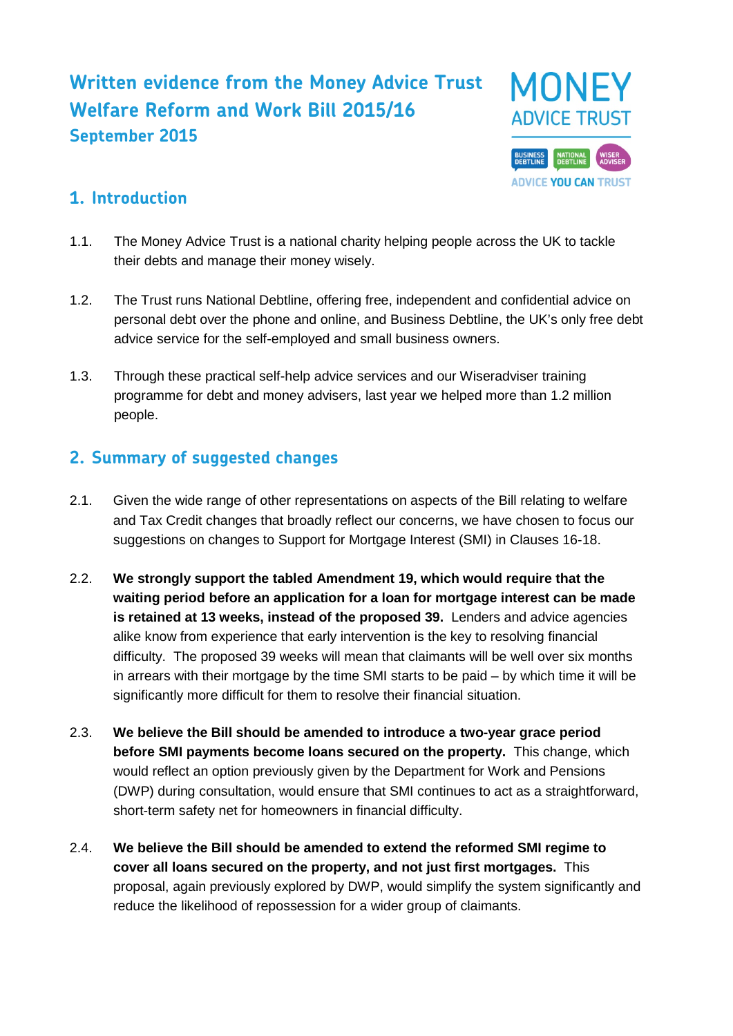# Written evidence from the Money Advice Trust Welfare Reform and Work Bill 2015/16

**September 2015**

MONEY ADVICE TRUST

BUSINESS DEBTLINE | NATIONAL DEBTLINE | WISER ADVISER

ADVICE YOU CAN TRUST

## 1. Introduction

1.1. The Money Advice Trust is a national charity helping people across the UK to tackle their debts and manage their money wisely.

1.2. The Trust runs National Debtline, offering free, independent and confidential advice on personal debt over the phone and online, and Business Debtline, the UK's only free debt advice service for the self-employed and small business owners.

1.3. Through these practical self-help advice services and our Wiseradviser training programme for debt and money advisers, last year we helped more than 1.2 million people.

## 2. Summary of suggested changes

2.1. Given the wide range of other representations on aspects of the Bill relating to welfare and Tax Credit changes that broadly reflect our concerns, we have chosen to focus our suggestions on changes to Support for Mortgage Interest (SMI) in Clauses 16-18.

2.2. **We strongly support the tabled Amendment 19, which would require that the waiting period before an application for a loan for mortgage interest can be made is retained at 13 weeks, instead of the proposed 39.** Lenders and advice agencies alike know from experience that early intervention is the key to resolving financial difficulty. The proposed 39 weeks will mean that claimants will be well over six months in arrears with their mortgage by the time SMI starts to be paid – by which time it will be significantly more difficult for them to resolve their financial situation.

2.3. **We believe the Bill should be amended to introduce a two-year grace period before SMI payments become loans secured on the property.** This change, which would reflect an option previously given by the Department for Work and Pensions (DWP) during consultation, would ensure that SMI continues to act as a straightforward, short-term safety net for homeowners in financial difficulty.

2.4. **We believe the Bill should be amended to extend the reformed SMI regime to cover all loans secured on the property, and not just first mortgages.** This proposal, again previously explored by DWP, would simplify the system significantly and reduce the likelihood of repossession for a wider group of claimants.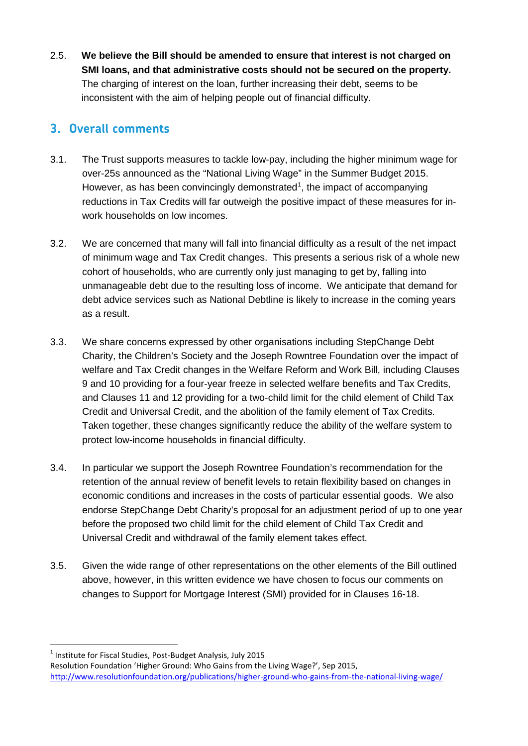2.5. **We believe the Bill should be amended to ensure that interest is not charged on SMI loans, and that administrative costs should not be secured on the property.** The charging of interest on the loan, further increasing their debt, seems to be inconsistent with the aim of helping people out of financial difficulty.

## 3. Overall comments

3.1. The Trust supports measures to tackle low-pay, including the higher minimum wage for over-25s announced as the "National Living Wage" in the Summer Budget 2015. However, as has been convincingly demonstrated[1], the impact of accompanying reductions in Tax Credits will far outweigh the positive impact of these measures for in-work households on low incomes.

3.2. We are concerned that many will fall into financial difficulty as a result of the net impact of minimum wage and Tax Credit changes. This presents a serious risk of a whole new cohort of households, who are currently only just managing to get by, falling into unmanageable debt due to the resulting loss of income. We anticipate that demand for debt advice services such as National Debtline is likely to increase in the coming years as a result.

3.3. We share concerns expressed by other organisations including StepChange Debt Charity, the Children's Society and the Joseph Rowntree Foundation over the impact of welfare and Tax Credit changes in the Welfare Reform and Work Bill, including Clauses 9 and 10 providing for a four-year freeze in selected welfare benefits and Tax Credits, and Clauses 11 and 12 providing for a two-child limit for the child element of Child Tax Credit and Universal Credit, and the abolition of the family element of Tax Credits. Taken together, these changes significantly reduce the ability of the welfare system to protect low-income households in financial difficulty.

3.4. In particular we support the Joseph Rowntree Foundation's recommendation for the retention of the annual review of benefit levels to retain flexibility based on changes in economic conditions and increases in the costs of particular essential goods. We also endorse StepChange Debt Charity's proposal for an adjustment period of up to one year before the proposed two child limit for the child element of Child Tax Credit and Universal Credit and withdrawal of the family element takes effect.

3.5. Given the wide range of other representations on the other elements of the Bill outlined above, however, in this written evidence we have chosen to focus our comments on changes to Support for Mortgage Interest (SMI) provided for in Clauses 16-18.

---

[1] Institute for Fiscal Studies, Post-Budget Analysis, July 2015
Resolution Foundation 'Higher Ground: Who Gains from the Living Wage?', Sep 2015, http://www.resolutionfoundation.org/publications/higher-ground-who-gains-from-the-national-living-wage/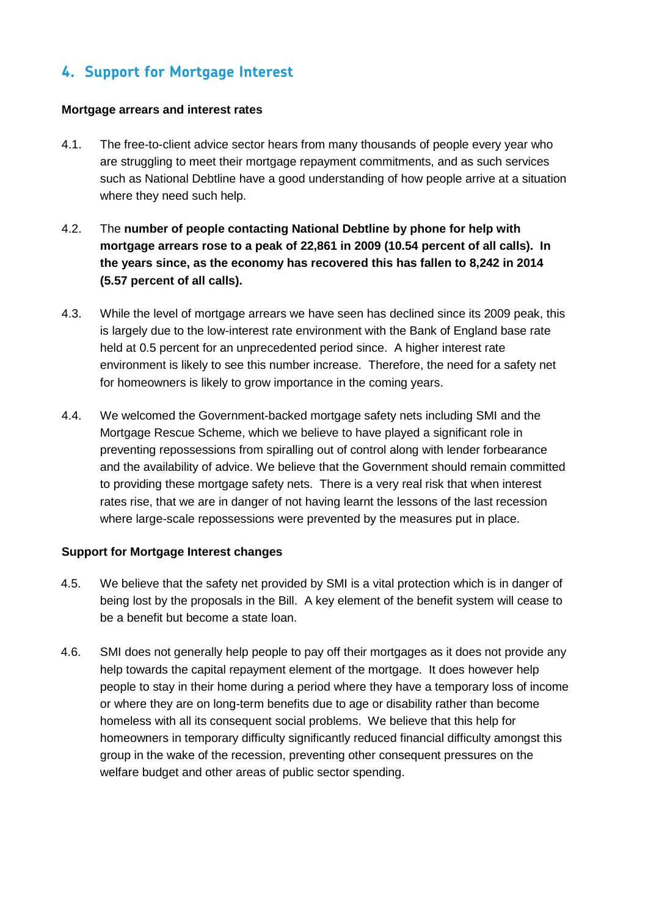## 4. Support for Mortgage Interest

**Mortgage arrears and interest rates**

4.1. The free-to-client advice sector hears from many thousands of people every year who are struggling to meet their mortgage repayment commitments, and as such services such as National Debtline have a good understanding of how people arrive at a situation where they need such help.

4.2. The **number of people contacting National Debtline by phone for help with mortgage arrears rose to a peak of 22,861 in 2009 (10.54 percent of all calls). In the years since, as the economy has recovered this has fallen to 8,242 in 2014 (5.57 percent of all calls).**

4.3. While the level of mortgage arrears we have seen has declined since its 2009 peak, this is largely due to the low-interest rate environment with the Bank of England base rate held at 0.5 percent for an unprecedented period since. A higher interest rate environment is likely to see this number increase. Therefore, the need for a safety net for homeowners is likely to grow importance in the coming years.

4.4. We welcomed the Government-backed mortgage safety nets including SMI and the Mortgage Rescue Scheme, which we believe to have played a significant role in preventing repossessions from spiralling out of control along with lender forbearance and the availability of advice. We believe that the Government should remain committed to providing these mortgage safety nets. There is a very real risk that when interest rates rise, that we are in danger of not having learnt the lessons of the last recession where large-scale repossessions were prevented by the measures put in place.

**Support for Mortgage Interest changes**

4.5. We believe that the safety net provided by SMI is a vital protection which is in danger of being lost by the proposals in the Bill. A key element of the benefit system will cease to be a benefit but become a state loan.

4.6. SMI does not generally help people to pay off their mortgages as it does not provide any help towards the capital repayment element of the mortgage. It does however help people to stay in their home during a period where they have a temporary loss of income or where they are on long-term benefits due to age or disability rather than become homeless with all its consequent social problems. We believe that this help for homeowners in temporary difficulty significantly reduced financial difficulty amongst this group in the wake of the recession, preventing other consequent pressures on the welfare budget and other areas of public sector spending.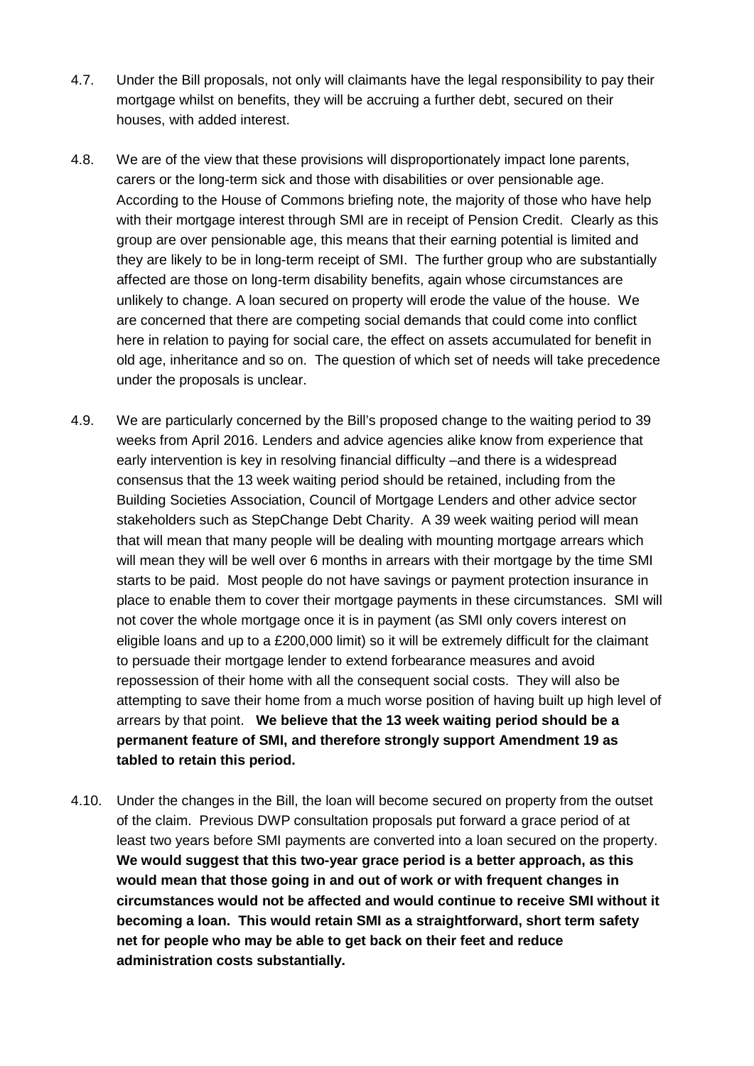4.7. Under the Bill proposals, not only will claimants have the legal responsibility to pay their mortgage whilst on benefits, they will be accruing a further debt, secured on their houses, with added interest.

4.8. We are of the view that these provisions will disproportionately impact lone parents, carers or the long-term sick and those with disabilities or over pensionable age. According to the House of Commons briefing note, the majority of those who have help with their mortgage interest through SMI are in receipt of Pension Credit. Clearly as this group are over pensionable age, this means that their earning potential is limited and they are likely to be in long-term receipt of SMI. The further group who are substantially affected are those on long-term disability benefits, again whose circumstances are unlikely to change. A loan secured on property will erode the value of the house. We are concerned that there are competing social demands that could come into conflict here in relation to paying for social care, the effect on assets accumulated for benefit in old age, inheritance and so on. The question of which set of needs will take precedence under the proposals is unclear.

4.9. We are particularly concerned by the Bill's proposed change to the waiting period to 39 weeks from April 2016. Lenders and advice agencies alike know from experience that early intervention is key in resolving financial difficulty –and there is a widespread consensus that the 13 week waiting period should be retained, including from the Building Societies Association, Council of Mortgage Lenders and other advice sector stakeholders such as StepChange Debt Charity. A 39 week waiting period will mean that will mean that many people will be dealing with mounting mortgage arrears which will mean they will be well over 6 months in arrears with their mortgage by the time SMI starts to be paid. Most people do not have savings or payment protection insurance in place to enable them to cover their mortgage payments in these circumstances. SMI will not cover the whole mortgage once it is in payment (as SMI only covers interest on eligible loans and up to a £200,000 limit) so it will be extremely difficult for the claimant to persuade their mortgage lender to extend forbearance measures and avoid repossession of their home with all the consequent social costs. They will also be attempting to save their home from a much worse position of having built up high level of arrears by that point. **We believe that the 13 week waiting period should be a permanent feature of SMI, and therefore strongly support Amendment 19 as tabled to retain this period.**

4.10. Under the changes in the Bill, the loan will become secured on property from the outset of the claim. Previous DWP consultation proposals put forward a grace period of at least two years before SMI payments are converted into a loan secured on the property. **We would suggest that this two-year grace period is a better approach, as this would mean that those going in and out of work or with frequent changes in circumstances would not be affected and would continue to receive SMI without it becoming a loan. This would retain SMI as a straightforward, short term safety net for people who may be able to get back on their feet and reduce administration costs substantially.**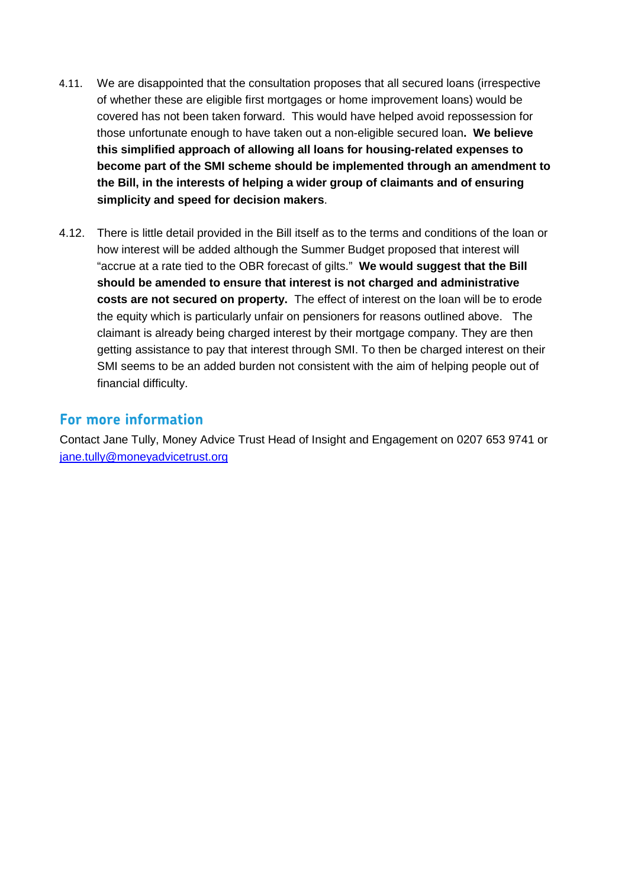4.11. We are disappointed that the consultation proposes that all secured loans (irrespective of whether these are eligible first mortgages or home improvement loans) would be covered has not been taken forward. This would have helped avoid repossession for those unfortunate enough to have taken out a non-eligible secured loan**. We believe this simplified approach of allowing all loans for housing-related expenses to become part of the SMI scheme should be implemented through an amendment to the Bill, in the interests of helping a wider group of claimants and of ensuring simplicity and speed for decision makers**.

4.12. There is little detail provided in the Bill itself as to the terms and conditions of the loan or how interest will be added although the Summer Budget proposed that interest will "accrue at a rate tied to the OBR forecast of gilts." **We would suggest that the Bill should be amended to ensure that interest is not charged and administrative costs are not secured on property.** The effect of interest on the loan will be to erode the equity which is particularly unfair on pensioners for reasons outlined above. The claimant is already being charged interest by their mortgage company. They are then getting assistance to pay that interest through SMI. To then be charged interest on their SMI seems to be an added burden not consistent with the aim of helping people out of financial difficulty.

## For more information

Contact Jane Tully, Money Advice Trust Head of Insight and Engagement on 0207 653 9741 or jane.tully@moneyadvicetrust.org